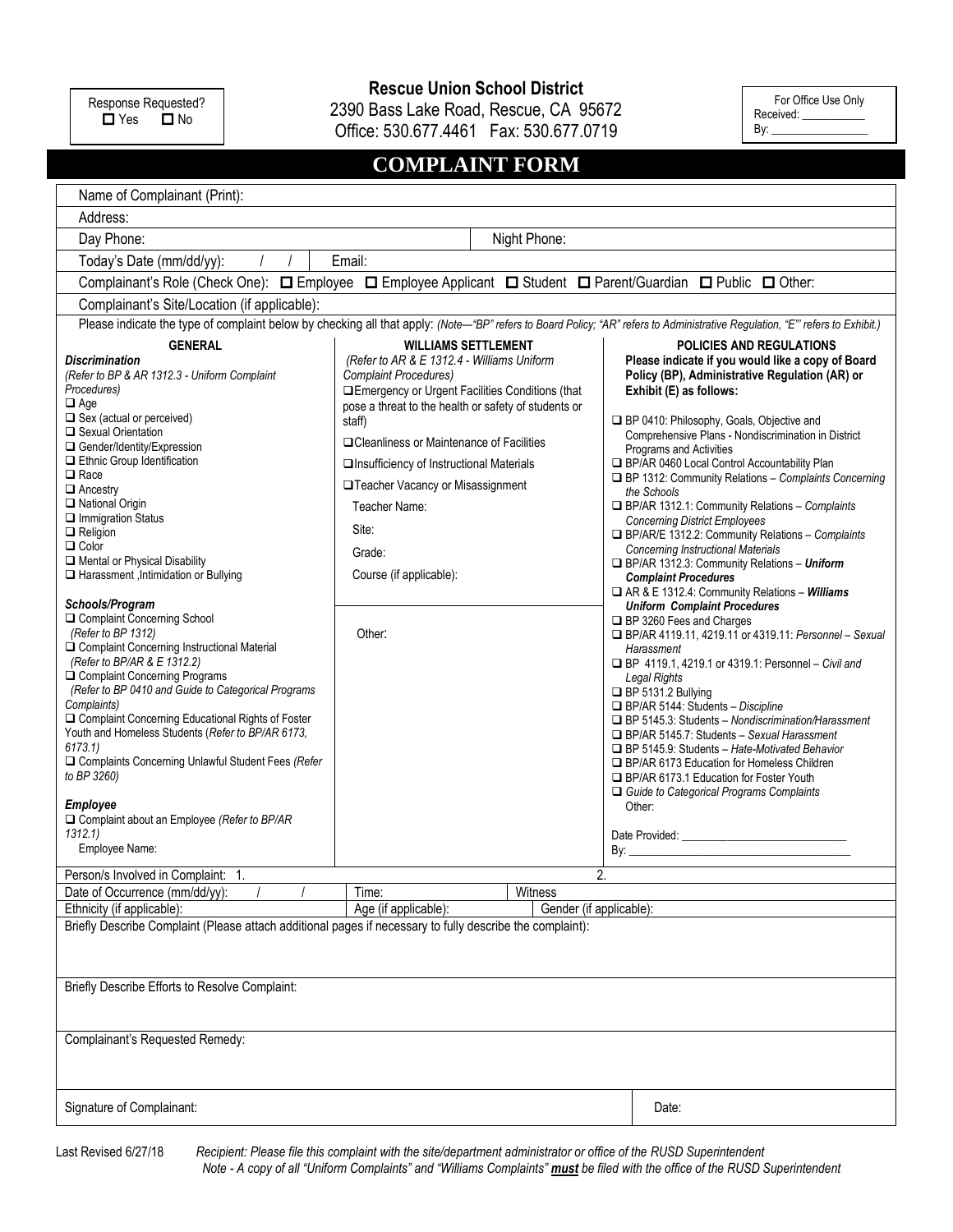Response Requested?
☐ Yes ☐ No

**Rescue Union School District**
2390 Bass Lake Road, Rescue, CA 95672
Office: 530.677.4461 Fax: 530.677.0719

For Office Use Only
Received: ___________
By: _________________

# COMPLAINT FORM

Name of Complainant (Print):

Address:

Day Phone: Night Phone:

Today's Date (mm/dd/yy): / / Email:

Complainant's Role (Check One): ☐ Employee ☐ Employee Applicant ☐ Student ☐ Parent/Guardian ☐ Public ☐ Other:

Complainant's Site/Location (if applicable):

Please indicate the type of complaint below by checking all that apply: *(Note—"BP" refers to Board Policy; "AR" refers to Administrative Regulation, "E"' refers to Exhibit.)*

**GENERAL**

***Discrimination***
*(Refer to BP & AR 1312.3 - Uniform Complaint Procedures)*
- ☐ Age
- ☐ Sex (actual or perceived)
- ☐ Sexual Orientation
- ☐ Gender/Identity/Expression
- ☐ Ethnic Group Identification
- ☐ Race
- ☐ Ancestry
- ☐ National Origin
- ☐ Immigration Status
- ☐ Religion
- ☐ Color
- ☐ Mental or Physical Disability
- ☐ Harassment ,Intimidation or Bullying

***Schools/Program***
- ☐ Complaint Concerning School *(Refer to BP 1312)*
- ☐ Complaint Concerning Instructional Material *(Refer to BP/AR & E 1312.2)*
- ☐ Complaint Concerning Programs *(Refer to BP 0410 and Guide to Categorical Programs Complaints)*
- ☐ Complaint Concerning Educational Rights of Foster Youth and Homeless Students (*Refer to BP/AR 6173, 6173.1)*
- ☐ Complaints Concerning Unlawful Student Fees *(Refer to BP 3260)*

***Employee***
- ☐ Complaint about an Employee *(Refer to BP/AR 1312.1)*
  Employee Name:

**WILLIAMS SETTLEMENT**
*(Refer to AR & E 1312.4 - Williams Uniform Complaint Procedures)*
- ☐ Emergency or Urgent Facilities Conditions (that pose a threat to the health or safety of students or staff)
- ☐ Cleanliness or Maintenance of Facilities
- ☐ Insufficiency of Instructional Materials
- ☐ Teacher Vacancy or Misassignment

Teacher Name:

Site:

Grade:

Course (if applicable):

Other:

**POLICIES AND REGULATIONS**
**Please indicate if you would like a copy of Board Policy (BP), Administrative Regulation (AR) or Exhibit (E) as follows:**
- ☐ BP 0410: Philosophy, Goals, Objective and Comprehensive Plans - Nondiscrimination in District Programs and Activities
- ☐ BP/AR 0460 Local Control Accountability Plan
- ☐ BP 1312: Community Relations – *Complaints Concerning the Schools*
- ☐ BP/AR 1312.1: Community Relations – *Complaints Concerning District Employees*
- ☐ BP/AR/E 1312.2: Community Relations – *Complaints Concerning Instructional Materials*
- ☐ BP/AR 1312.3: Community Relations – ***Uniform Complaint Procedures***
- ☐ AR & E 1312.4: Community Relations – ***Williams Uniform Complaint Procedures***
- ☐ BP 3260 Fees and Charges
- ☐ BP/AR 4119.11, 4219.11 or 4319.11: *Personnel – Sexual Harassment*
- ☐ BP 4119.1, 4219.1 or 4319.1: Personnel – *Civil and Legal Rights*
- ☐ BP 5131.2 Bullying
- ☐ BP/AR 5144: Students – *Discipline*
- ☐ BP 5145.3: Students – *Nondiscrimination/Harassment*
- ☐ BP/AR 5145.7: Students – *Sexual Harassment*
- ☐ BP 5145.9: Students – *Hate-Motivated Behavior*
- ☐ BP/AR 6173 Education for Homeless Children
- ☐ BP/AR 6173.1 Education for Foster Youth
- ☐ *Guide to Categorical Programs Complaints*

Other:

Date Provided: ___________________________
By: _____________________________________

Person/s Involved in Complaint: 1. 2.

Date of Occurrence (mm/dd/yy): / / Time: Witness

Ethnicity (if applicable): Age (if applicable): Gender (if applicable):

Briefly Describe Complaint (Please attach additional pages if necessary to fully describe the complaint):

Briefly Describe Efforts to Resolve Complaint:

Complainant's Requested Remedy:

Signature of Complainant: Date:

Last Revised 6/27/18 *Recipient: Please file this complaint with the site/department administrator or office of the RUSD Superintendent*
*Note - A copy of all "Uniform Complaints" and "Williams Complaints"* ***must*** *be filed with the office of the RUSD Superintendent*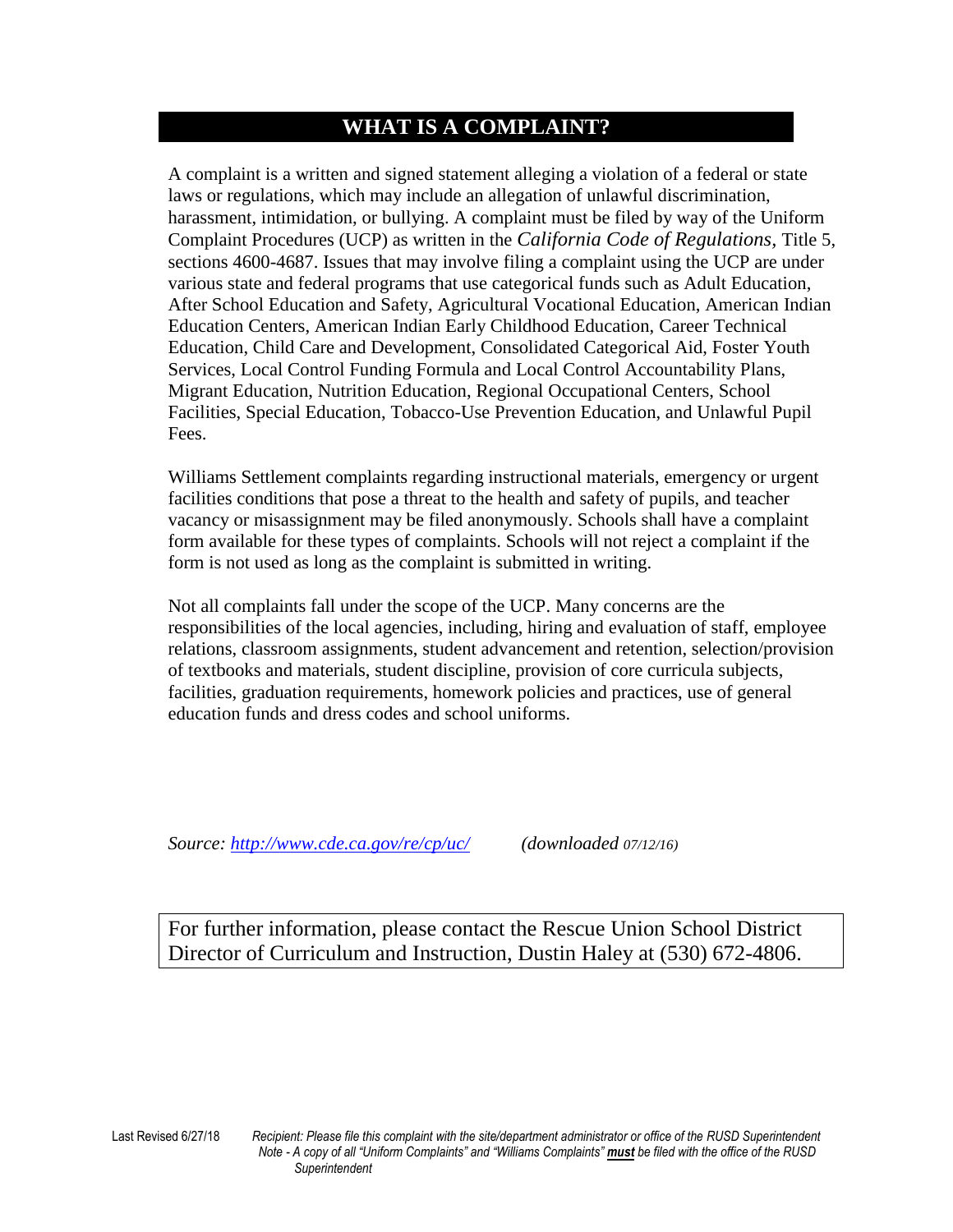## WHAT IS A COMPLAINT?

A complaint is a written and signed statement alleging a violation of a federal or state laws or regulations, which may include an allegation of unlawful discrimination, harassment, intimidation, or bullying. A complaint must be filed by way of the Uniform Complaint Procedures (UCP) as written in the *California Code of Regulations*, Title 5, sections 4600-4687. Issues that may involve filing a complaint using the UCP are under various state and federal programs that use categorical funds such as Adult Education, After School Education and Safety, Agricultural Vocational Education, American Indian Education Centers, American Indian Early Childhood Education, Career Technical Education, Child Care and Development, Consolidated Categorical Aid, Foster Youth Services, Local Control Funding Formula and Local Control Accountability Plans, Migrant Education, Nutrition Education, Regional Occupational Centers, School Facilities, Special Education, Tobacco-Use Prevention Education, and Unlawful Pupil Fees.

Williams Settlement complaints regarding instructional materials, emergency or urgent facilities conditions that pose a threat to the health and safety of pupils, and teacher vacancy or misassignment may be filed anonymously. Schools shall have a complaint form available for these types of complaints. Schools will not reject a complaint if the form is not used as long as the complaint is submitted in writing.

Not all complaints fall under the scope of the UCP. Many concerns are the responsibilities of the local agencies, including, hiring and evaluation of staff, employee relations, classroom assignments, student advancement and retention, selection/provision of textbooks and materials, student discipline, provision of core curricula subjects, facilities, graduation requirements, homework policies and practices, use of general education funds and dress codes and school uniforms.

*Source: http://www.cde.ca.gov/re/cp/uc/* *(downloaded 07/12/16)*

For further information, please contact the Rescue Union School District Director of Curriculum and Instruction, Dustin Haley at (530) 672-4806.

Last Revised 6/27/18 *Recipient: Please file this complaint with the site/department administrator or office of the RUSD Superintendent*
*Note - A copy of all "Uniform Complaints" and "Williams Complaints" **must** be filed with the office of the RUSD Superintendent*